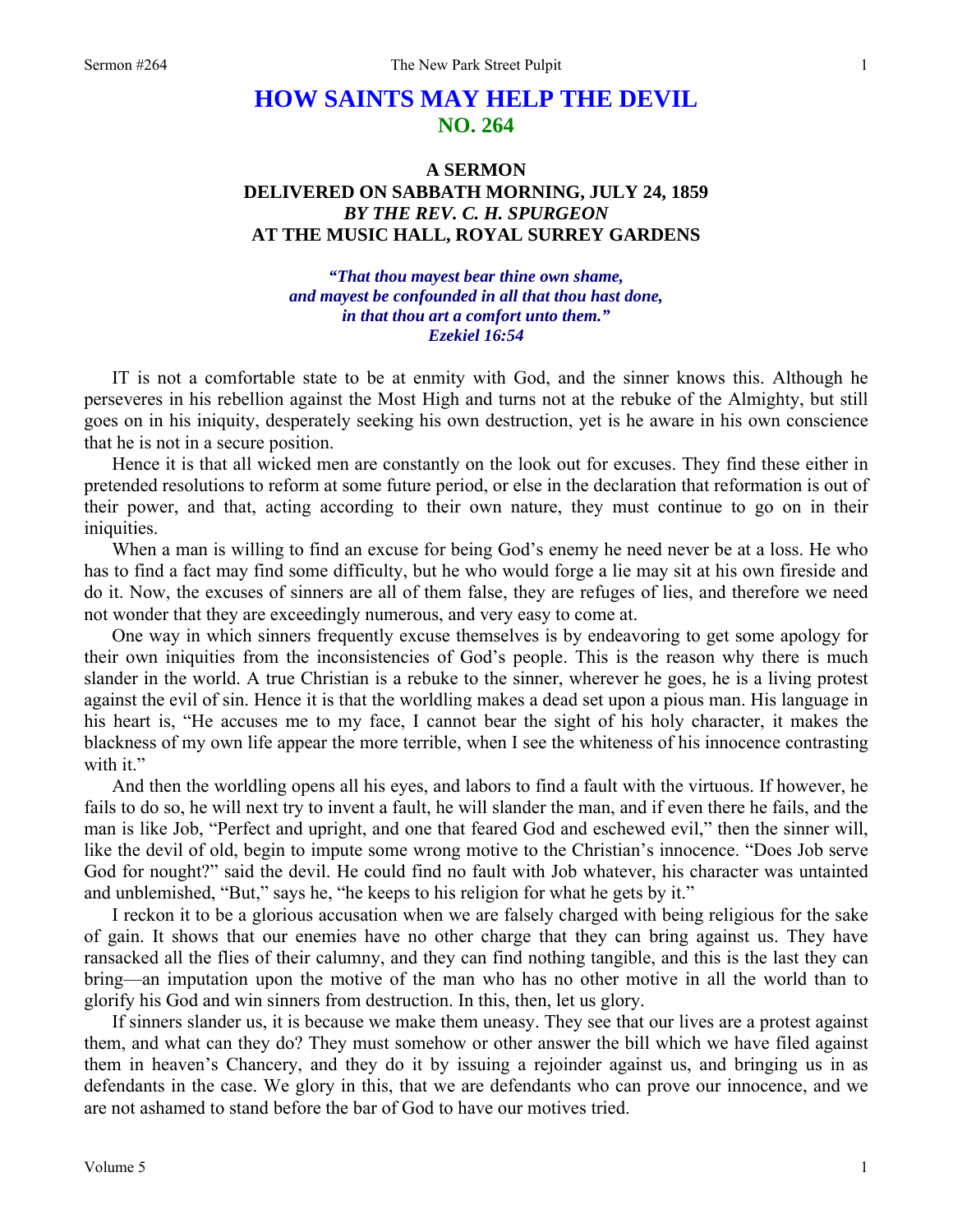# HOW SAINTS MAY HELP THE DEVIL
## NO. 264

### A SERMON
### DELIVERED ON SABBATH MORNING, JULY 24, 1859
### *BY THE REV. C. H. SPURGEON*
### AT THE MUSIC HALL, ROYAL SURREY GARDENS

*"That thou mayest bear thine own shame,*
*and mayest be confounded in all that thou hast done,*
*in that thou art a comfort unto them."*
*Ezekiel 16:54*

IT is not a comfortable state to be at enmity with God, and the sinner knows this. Although he perseveres in his rebellion against the Most High and turns not at the rebuke of the Almighty, but still goes on in his iniquity, desperately seeking his own destruction, yet is he aware in his own conscience that he is not in a secure position.

Hence it is that all wicked men are constantly on the look out for excuses. They find these either in pretended resolutions to reform at some future period, or else in the declaration that reformation is out of their power, and that, acting according to their own nature, they must continue to go on in their iniquities.

When a man is willing to find an excuse for being God's enemy he need never be at a loss. He who has to find a fact may find some difficulty, but he who would forge a lie may sit at his own fireside and do it. Now, the excuses of sinners are all of them false, they are refuges of lies, and therefore we need not wonder that they are exceedingly numerous, and very easy to come at.

One way in which sinners frequently excuse themselves is by endeavoring to get some apology for their own iniquities from the inconsistencies of God's people. This is the reason why there is much slander in the world. A true Christian is a rebuke to the sinner, wherever he goes, he is a living protest against the evil of sin. Hence it is that the worldling makes a dead set upon a pious man. His language in his heart is, "He accuses me to my face, I cannot bear the sight of his holy character, it makes the blackness of my own life appear the more terrible, when I see the whiteness of his innocence contrasting with it."

And then the worldling opens all his eyes, and labors to find a fault with the virtuous. If however, he fails to do so, he will next try to invent a fault, he will slander the man, and if even there he fails, and the man is like Job, "Perfect and upright, and one that feared God and eschewed evil," then the sinner will, like the devil of old, begin to impute some wrong motive to the Christian's innocence. "Does Job serve God for nought?" said the devil. He could find no fault with Job whatever, his character was untainted and unblemished, "But," says he, "he keeps to his religion for what he gets by it."

I reckon it to be a glorious accusation when we are falsely charged with being religious for the sake of gain. It shows that our enemies have no other charge that they can bring against us. They have ransacked all the flies of their calumny, and they can find nothing tangible, and this is the last they can bring—an imputation upon the motive of the man who has no other motive in all the world than to glorify his God and win sinners from destruction. In this, then, let us glory.

If sinners slander us, it is because we make them uneasy. They see that our lives are a protest against them, and what can they do? They must somehow or other answer the bill which we have filed against them in heaven's Chancery, and they do it by issuing a rejoinder against us, and bringing us in as defendants in the case. We glory in this, that we are defendants who can prove our innocence, and we are not ashamed to stand before the bar of God to have our motives tried.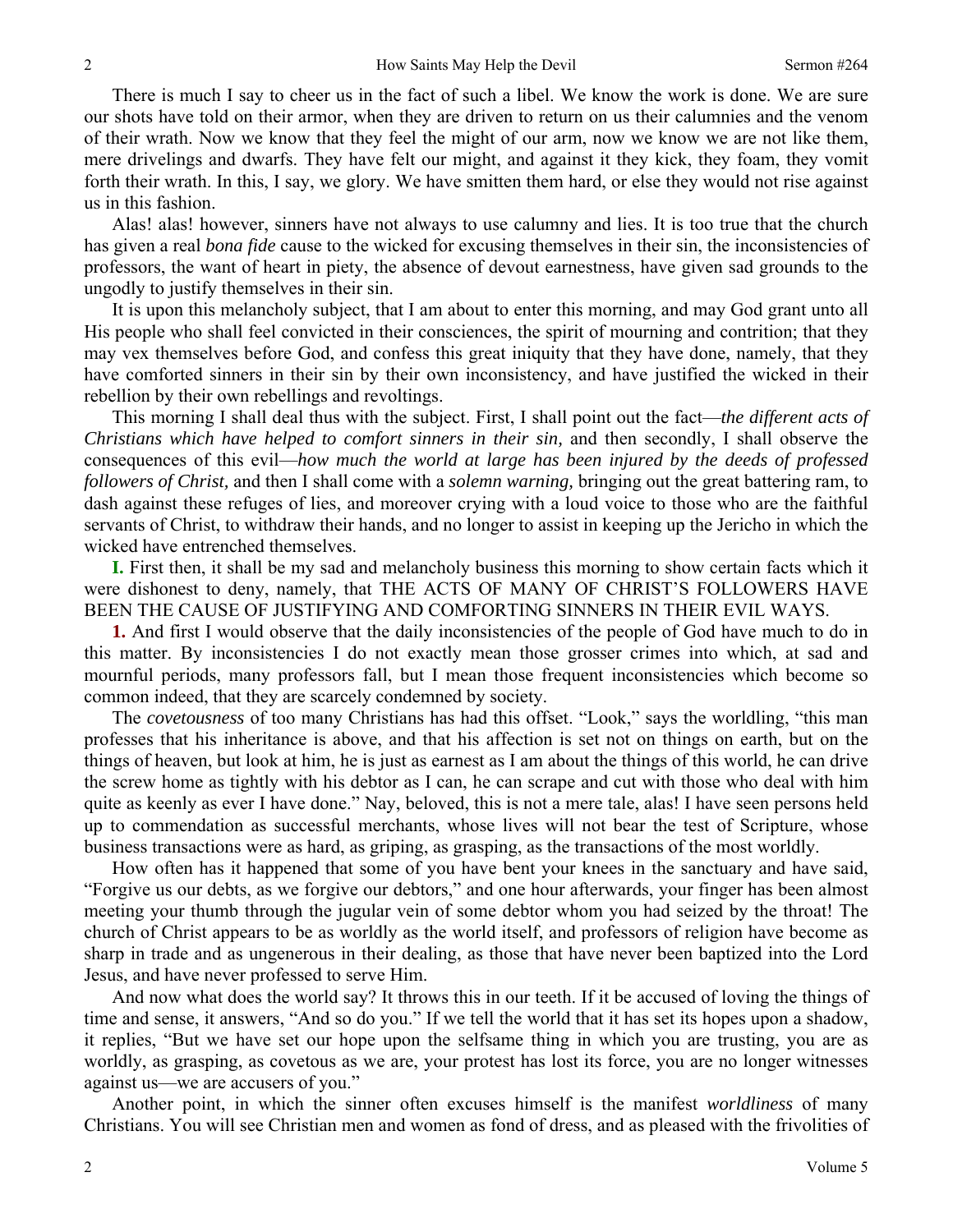There is much I say to cheer us in the fact of such a libel. We know the work is done. We are sure our shots have told on their armor, when they are driven to return on us their calumnies and the venom of their wrath. Now we know that they feel the might of our arm, now we know we are not like them, mere drivelings and dwarfs. They have felt our might, and against it they kick, they foam, they vomit forth their wrath. In this, I say, we glory. We have smitten them hard, or else they would not rise against us in this fashion.

Alas! alas! however, sinners have not always to use calumny and lies. It is too true that the church has given a real *bona fide* cause to the wicked for excusing themselves in their sin, the inconsistencies of professors, the want of heart in piety, the absence of devout earnestness, have given sad grounds to the ungodly to justify themselves in their sin.

It is upon this melancholy subject, that I am about to enter this morning, and may God grant unto all His people who shall feel convicted in their consciences, the spirit of mourning and contrition; that they may vex themselves before God, and confess this great iniquity that they have done, namely, that they have comforted sinners in their sin by their own inconsistency, and have justified the wicked in their rebellion by their own rebellings and revoltings.

This morning I shall deal thus with the subject. First, I shall point out the fact—*the different acts of Christians which have helped to comfort sinners in their sin,* and then secondly, I shall observe the consequences of this evil—*how much the world at large has been injured by the deeds of professed followers of Christ,* and then I shall come with a *solemn warning,* bringing out the great battering ram, to dash against these refuges of lies, and moreover crying with a loud voice to those who are the faithful servants of Christ, to withdraw their hands, and no longer to assist in keeping up the Jericho in which the wicked have entrenched themselves.

**I.** First then, it shall be my sad and melancholy business this morning to show certain facts which it were dishonest to deny, namely, that THE ACTS OF MANY OF CHRIST'S FOLLOWERS HAVE BEEN THE CAUSE OF JUSTIFYING AND COMFORTING SINNERS IN THEIR EVIL WAYS.

**1.** And first I would observe that the daily inconsistencies of the people of God have much to do in this matter. By inconsistencies I do not exactly mean those grosser crimes into which, at sad and mournful periods, many professors fall, but I mean those frequent inconsistencies which become so common indeed, that they are scarcely condemned by society.

The *covetousness* of too many Christians has had this offset. "Look," says the worldling, "this man professes that his inheritance is above, and that his affection is set not on things on earth, but on the things of heaven, but look at him, he is just as earnest as I am about the things of this world, he can drive the screw home as tightly with his debtor as I can, he can scrape and cut with those who deal with him quite as keenly as ever I have done." Nay, beloved, this is not a mere tale, alas! I have seen persons held up to commendation as successful merchants, whose lives will not bear the test of Scripture, whose business transactions were as hard, as griping, as grasping, as the transactions of the most worldly.

How often has it happened that some of you have bent your knees in the sanctuary and have said, "Forgive us our debts, as we forgive our debtors," and one hour afterwards, your finger has been almost meeting your thumb through the jugular vein of some debtor whom you had seized by the throat! The church of Christ appears to be as worldly as the world itself, and professors of religion have become as sharp in trade and as ungenerous in their dealing, as those that have never been baptized into the Lord Jesus, and have never professed to serve Him.

And now what does the world say? It throws this in our teeth. If it be accused of loving the things of time and sense, it answers, "And so do you." If we tell the world that it has set its hopes upon a shadow, it replies, "But we have set our hope upon the selfsame thing in which you are trusting, you are as worldly, as grasping, as covetous as we are, your protest has lost its force, you are no longer witnesses against us—we are accusers of you."

Another point, in which the sinner often excuses himself is the manifest *worldliness* of many Christians. You will see Christian men and women as fond of dress, and as pleased with the frivolities of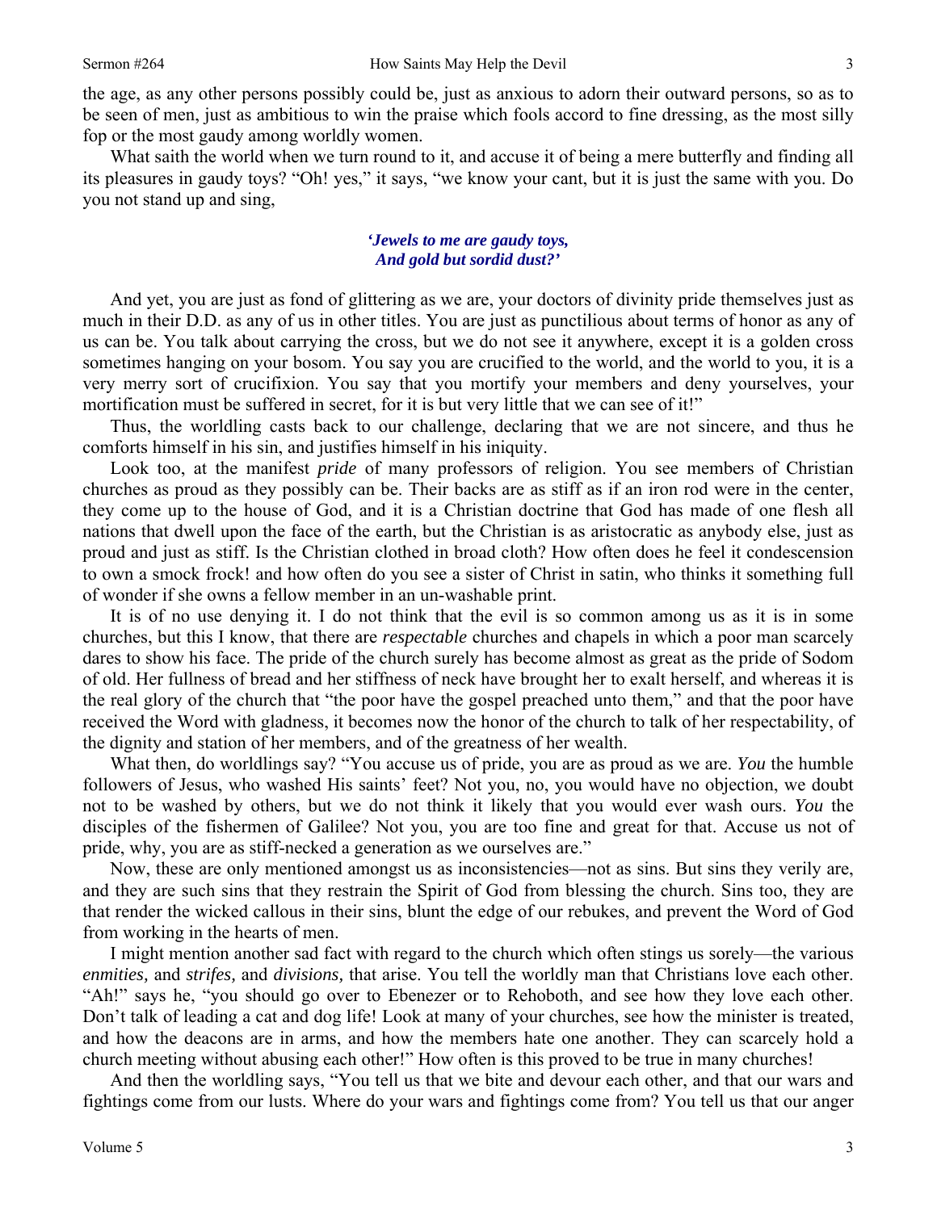the age, as any other persons possibly could be, just as anxious to adorn their outward persons, so as to be seen of men, just as ambitious to win the praise which fools accord to fine dressing, as the most silly fop or the most gaudy among worldly women.

What saith the world when we turn round to it, and accuse it of being a mere butterfly and finding all its pleasures in gaudy toys? "Oh! yes," it says, "we know your cant, but it is just the same with you. Do you not stand up and sing,

*'Jewels to me are gaudy toys,*
*And gold but sordid dust?'*

And yet, you are just as fond of glittering as we are, your doctors of divinity pride themselves just as much in their D.D. as any of us in other titles. You are just as punctilious about terms of honor as any of us can be. You talk about carrying the cross, but we do not see it anywhere, except it is a golden cross sometimes hanging on your bosom. You say you are crucified to the world, and the world to you, it is a very merry sort of crucifixion. You say that you mortify your members and deny yourselves, your mortification must be suffered in secret, for it is but very little that we can see of it!"

Thus, the worldling casts back to our challenge, declaring that we are not sincere, and thus he comforts himself in his sin, and justifies himself in his iniquity.

Look too, at the manifest *pride* of many professors of religion. You see members of Christian churches as proud as they possibly can be. Their backs are as stiff as if an iron rod were in the center, they come up to the house of God, and it is a Christian doctrine that God has made of one flesh all nations that dwell upon the face of the earth, but the Christian is as aristocratic as anybody else, just as proud and just as stiff. Is the Christian clothed in broad cloth? How often does he feel it condescension to own a smock frock! and how often do you see a sister of Christ in satin, who thinks it something full of wonder if she owns a fellow member in an un-washable print.

It is of no use denying it. I do not think that the evil is so common among us as it is in some churches, but this I know, that there are *respectable* churches and chapels in which a poor man scarcely dares to show his face. The pride of the church surely has become almost as great as the pride of Sodom of old. Her fullness of bread and her stiffness of neck have brought her to exalt herself, and whereas it is the real glory of the church that "the poor have the gospel preached unto them," and that the poor have received the Word with gladness, it becomes now the honor of the church to talk of her respectability, of the dignity and station of her members, and of the greatness of her wealth.

What then, do worldlings say? "You accuse us of pride, you are as proud as we are. *You* the humble followers of Jesus, who washed His saints' feet? Not you, no, you would have no objection, we doubt not to be washed by others, but we do not think it likely that you would ever wash ours. *You* the disciples of the fishermen of Galilee? Not you, you are too fine and great for that. Accuse us not of pride, why, you are as stiff-necked a generation as we ourselves are."

Now, these are only mentioned amongst us as inconsistencies—not as sins. But sins they verily are, and they are such sins that they restrain the Spirit of God from blessing the church. Sins too, they are that render the wicked callous in their sins, blunt the edge of our rebukes, and prevent the Word of God from working in the hearts of men.

I might mention another sad fact with regard to the church which often stings us sorely—the various *enmities,* and *strifes,* and *divisions,* that arise. You tell the worldly man that Christians love each other. "Ah!" says he, "you should go over to Ebenezer or to Rehoboth, and see how they love each other. Don't talk of leading a cat and dog life! Look at many of your churches, see how the minister is treated, and how the deacons are in arms, and how the members hate one another. They can scarcely hold a church meeting without abusing each other!" How often is this proved to be true in many churches!

And then the worldling says, "You tell us that we bite and devour each other, and that our wars and fightings come from our lusts. Where do your wars and fightings come from? You tell us that our anger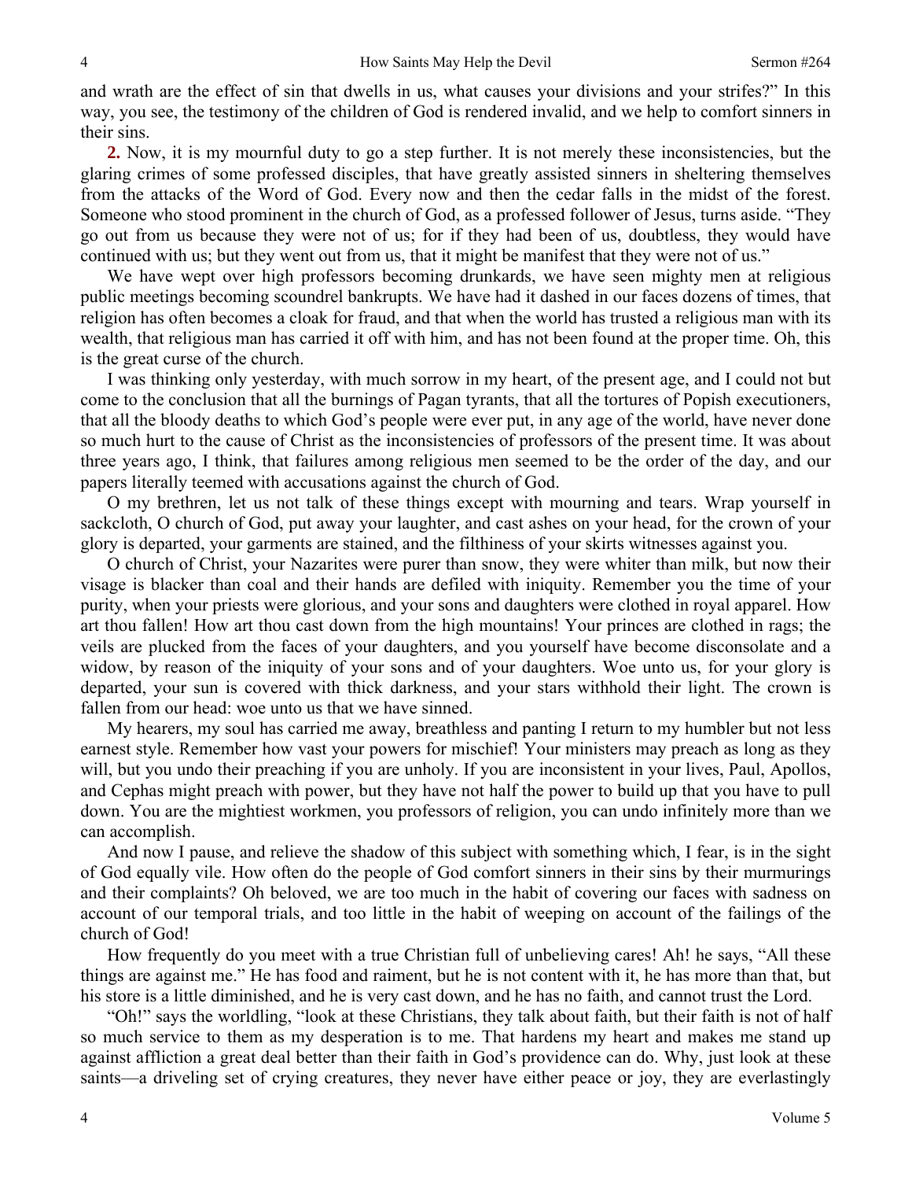and wrath are the effect of sin that dwells in us, what causes your divisions and your strifes?" In this way, you see, the testimony of the children of God is rendered invalid, and we help to comfort sinners in their sins.

**2.** Now, it is my mournful duty to go a step further. It is not merely these inconsistencies, but the glaring crimes of some professed disciples, that have greatly assisted sinners in sheltering themselves from the attacks of the Word of God. Every now and then the cedar falls in the midst of the forest. Someone who stood prominent in the church of God, as a professed follower of Jesus, turns aside. "They go out from us because they were not of us; for if they had been of us, doubtless, they would have continued with us; but they went out from us, that it might be manifest that they were not of us."

We have wept over high professors becoming drunkards, we have seen mighty men at religious public meetings becoming scoundrel bankrupts. We have had it dashed in our faces dozens of times, that religion has often becomes a cloak for fraud, and that when the world has trusted a religious man with its wealth, that religious man has carried it off with him, and has not been found at the proper time. Oh, this is the great curse of the church.

I was thinking only yesterday, with much sorrow in my heart, of the present age, and I could not but come to the conclusion that all the burnings of Pagan tyrants, that all the tortures of Popish executioners, that all the bloody deaths to which God's people were ever put, in any age of the world, have never done so much hurt to the cause of Christ as the inconsistencies of professors of the present time. It was about three years ago, I think, that failures among religious men seemed to be the order of the day, and our papers literally teemed with accusations against the church of God.

O my brethren, let us not talk of these things except with mourning and tears. Wrap yourself in sackcloth, O church of God, put away your laughter, and cast ashes on your head, for the crown of your glory is departed, your garments are stained, and the filthiness of your skirts witnesses against you.

O church of Christ, your Nazarites were purer than snow, they were whiter than milk, but now their visage is blacker than coal and their hands are defiled with iniquity. Remember you the time of your purity, when your priests were glorious, and your sons and daughters were clothed in royal apparel. How art thou fallen! How art thou cast down from the high mountains! Your princes are clothed in rags; the veils are plucked from the faces of your daughters, and you yourself have become disconsolate and a widow, by reason of the iniquity of your sons and of your daughters. Woe unto us, for your glory is departed, your sun is covered with thick darkness, and your stars withhold their light. The crown is fallen from our head: woe unto us that we have sinned.

My hearers, my soul has carried me away, breathless and panting I return to my humbler but not less earnest style. Remember how vast your powers for mischief! Your ministers may preach as long as they will, but you undo their preaching if you are unholy. If you are inconsistent in your lives, Paul, Apollos, and Cephas might preach with power, but they have not half the power to build up that you have to pull down. You are the mightiest workmen, you professors of religion, you can undo infinitely more than we can accomplish.

And now I pause, and relieve the shadow of this subject with something which, I fear, is in the sight of God equally vile. How often do the people of God comfort sinners in their sins by their murmurings and their complaints? Oh beloved, we are too much in the habit of covering our faces with sadness on account of our temporal trials, and too little in the habit of weeping on account of the failings of the church of God!

How frequently do you meet with a true Christian full of unbelieving cares! Ah! he says, "All these things are against me." He has food and raiment, but he is not content with it, he has more than that, but his store is a little diminished, and he is very cast down, and he has no faith, and cannot trust the Lord.

"Oh!" says the worldling, "look at these Christians, they talk about faith, but their faith is not of half so much service to them as my desperation is to me. That hardens my heart and makes me stand up against affliction a great deal better than their faith in God's providence can do. Why, just look at these saints—a driveling set of crying creatures, they never have either peace or joy, they are everlastingly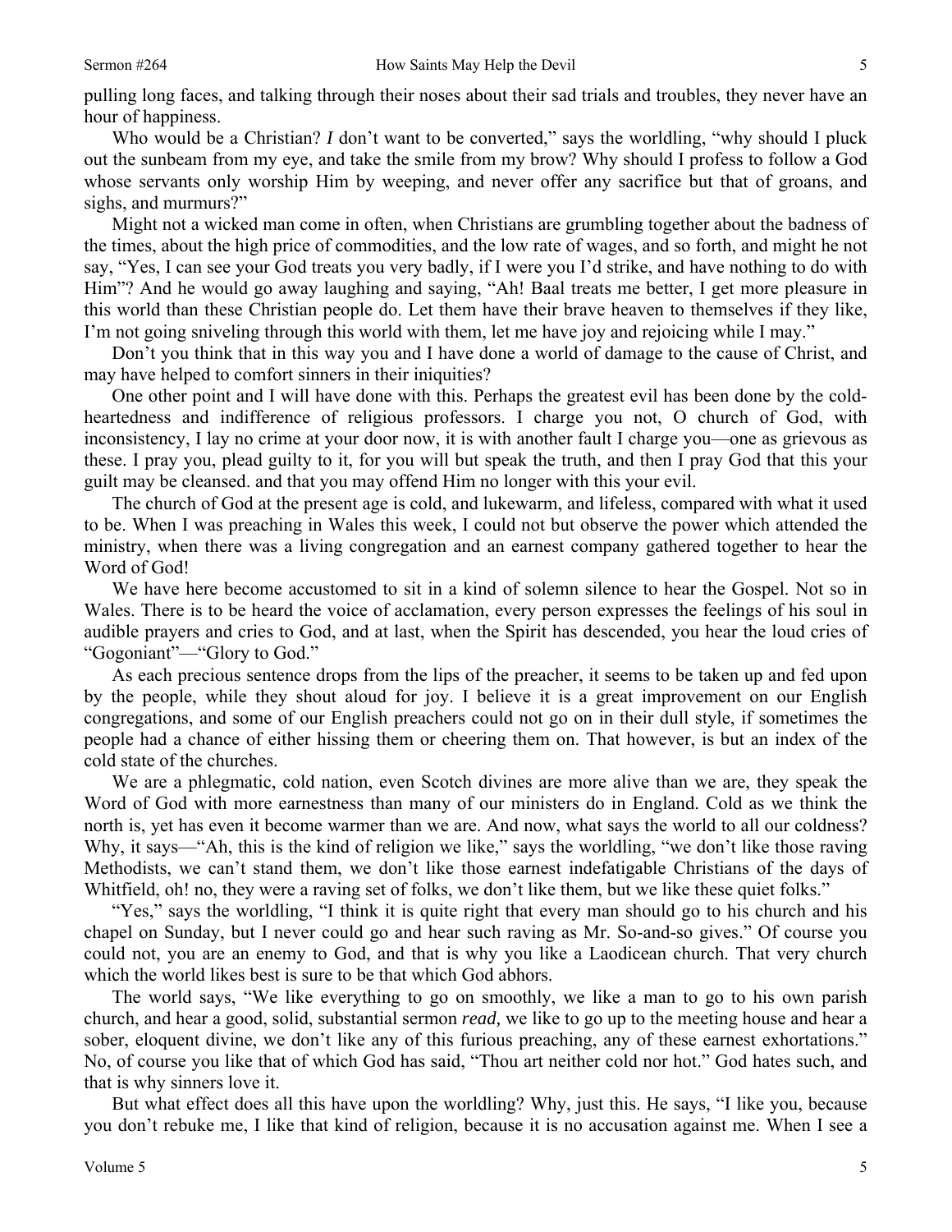pulling long faces, and talking through their noses about their sad trials and troubles, they never have an hour of happiness.

Who would be a Christian? *I* don't want to be converted," says the worldling, "why should I pluck out the sunbeam from my eye, and take the smile from my brow? Why should I profess to follow a God whose servants only worship Him by weeping, and never offer any sacrifice but that of groans, and sighs, and murmurs?"

Might not a wicked man come in often, when Christians are grumbling together about the badness of the times, about the high price of commodities, and the low rate of wages, and so forth, and might he not say, "Yes, I can see your God treats you very badly, if I were you I'd strike, and have nothing to do with Him"? And he would go away laughing and saying, "Ah! Baal treats me better, I get more pleasure in this world than these Christian people do. Let them have their brave heaven to themselves if they like, I'm not going sniveling through this world with them, let me have joy and rejoicing while I may."

Don't you think that in this way you and I have done a world of damage to the cause of Christ, and may have helped to comfort sinners in their iniquities?

One other point and I will have done with this. Perhaps the greatest evil has been done by the cold-heartedness and indifference of religious professors. I charge you not, O church of God, with inconsistency, I lay no crime at your door now, it is with another fault I charge you—one as grievous as these. I pray you, plead guilty to it, for you will but speak the truth, and then I pray God that this your guilt may be cleansed. and that you may offend Him no longer with this your evil.

The church of God at the present age is cold, and lukewarm, and lifeless, compared with what it used to be. When I was preaching in Wales this week, I could not but observe the power which attended the ministry, when there was a living congregation and an earnest company gathered together to hear the Word of God!

We have here become accustomed to sit in a kind of solemn silence to hear the Gospel. Not so in Wales. There is to be heard the voice of acclamation, every person expresses the feelings of his soul in audible prayers and cries to God, and at last, when the Spirit has descended, you hear the loud cries of "Gogoniant"—"Glory to God."

As each precious sentence drops from the lips of the preacher, it seems to be taken up and fed upon by the people, while they shout aloud for joy. I believe it is a great improvement on our English congregations, and some of our English preachers could not go on in their dull style, if sometimes the people had a chance of either hissing them or cheering them on. That however, is but an index of the cold state of the churches.

We are a phlegmatic, cold nation, even Scotch divines are more alive than we are, they speak the Word of God with more earnestness than many of our ministers do in England. Cold as we think the north is, yet has even it become warmer than we are. And now, what says the world to all our coldness? Why, it says—"Ah, this is the kind of religion we like," says the worldling, "we don't like those raving Methodists, we can't stand them, we don't like those earnest indefatigable Christians of the days of Whitfield, oh! no, they were a raving set of folks, we don't like them, but we like these quiet folks."

"Yes," says the worldling, "I think it is quite right that every man should go to his church and his chapel on Sunday, but I never could go and hear such raving as Mr. So-and-so gives." Of course you could not, you are an enemy to God, and that is why you like a Laodicean church. That very church which the world likes best is sure to be that which God abhors.

The world says, "We like everything to go on smoothly, we like a man to go to his own parish church, and hear a good, solid, substantial sermon *read,* we like to go up to the meeting house and hear a sober, eloquent divine, we don't like any of this furious preaching, any of these earnest exhortations." No, of course you like that of which God has said, "Thou art neither cold nor hot." God hates such, and that is why sinners love it.

But what effect does all this have upon the worldling? Why, just this. He says, "I like you, because you don't rebuke me, I like that kind of religion, because it is no accusation against me. When I see a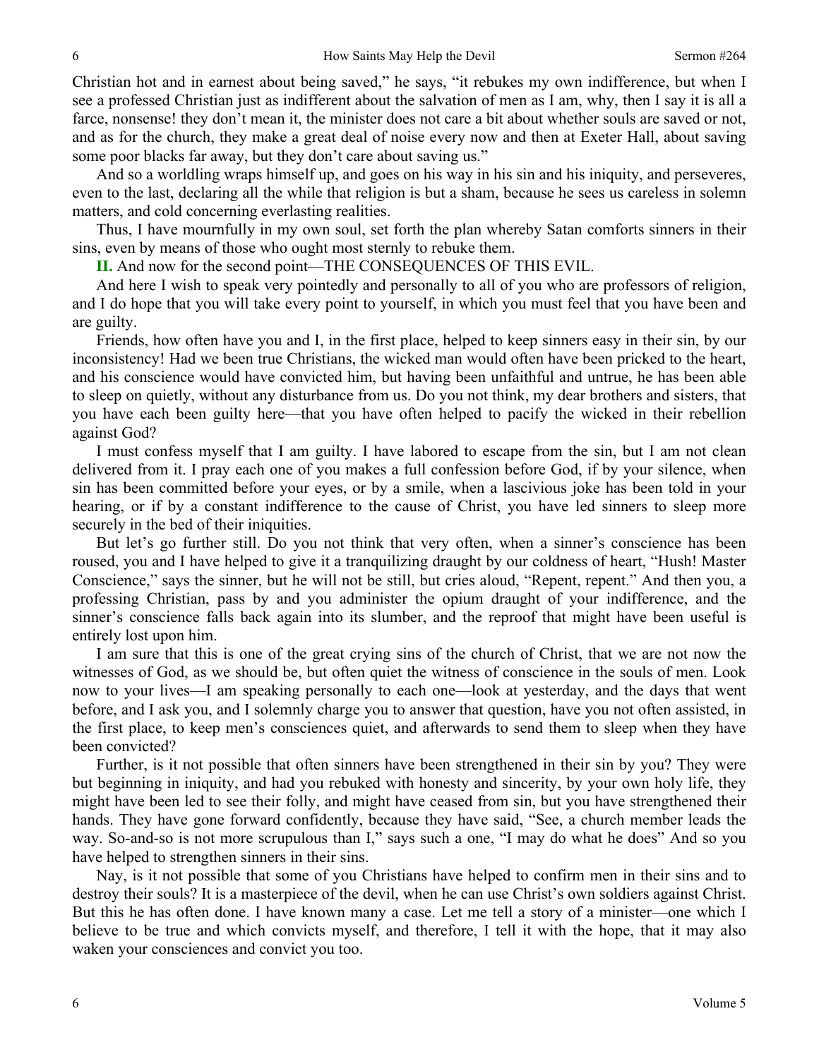Christian hot and in earnest about being saved," he says, "it rebukes my own indifference, but when I see a professed Christian just as indifferent about the salvation of men as I am, why, then I say it is all a farce, nonsense! they don't mean it, the minister does not care a bit about whether souls are saved or not, and as for the church, they make a great deal of noise every now and then at Exeter Hall, about saving some poor blacks far away, but they don't care about saving us."

And so a worldling wraps himself up, and goes on his way in his sin and his iniquity, and perseveres, even to the last, declaring all the while that religion is but a sham, because he sees us careless in solemn matters, and cold concerning everlasting realities.

Thus, I have mournfully in my own soul, set forth the plan whereby Satan comforts sinners in their sins, even by means of those who ought most sternly to rebuke them.

**II.** And now for the second point—THE CONSEQUENCES OF THIS EVIL.

And here I wish to speak very pointedly and personally to all of you who are professors of religion, and I do hope that you will take every point to yourself, in which you must feel that you have been and are guilty.

Friends, how often have you and I, in the first place, helped to keep sinners easy in their sin, by our inconsistency! Had we been true Christians, the wicked man would often have been pricked to the heart, and his conscience would have convicted him, but having been unfaithful and untrue, he has been able to sleep on quietly, without any disturbance from us. Do you not think, my dear brothers and sisters, that you have each been guilty here—that you have often helped to pacify the wicked in their rebellion against God?

I must confess myself that I am guilty. I have labored to escape from the sin, but I am not clean delivered from it. I pray each one of you makes a full confession before God, if by your silence, when sin has been committed before your eyes, or by a smile, when a lascivious joke has been told in your hearing, or if by a constant indifference to the cause of Christ, you have led sinners to sleep more securely in the bed of their iniquities.

But let's go further still. Do you not think that very often, when a sinner's conscience has been roused, you and I have helped to give it a tranquilizing draught by our coldness of heart, "Hush! Master Conscience," says the sinner, but he will not be still, but cries aloud, "Repent, repent." And then you, a professing Christian, pass by and you administer the opium draught of your indifference, and the sinner's conscience falls back again into its slumber, and the reproof that might have been useful is entirely lost upon him.

I am sure that this is one of the great crying sins of the church of Christ, that we are not now the witnesses of God, as we should be, but often quiet the witness of conscience in the souls of men. Look now to your lives—I am speaking personally to each one—look at yesterday, and the days that went before, and I ask you, and I solemnly charge you to answer that question, have you not often assisted, in the first place, to keep men's consciences quiet, and afterwards to send them to sleep when they have been convicted?

Further, is it not possible that often sinners have been strengthened in their sin by you? They were but beginning in iniquity, and had you rebuked with honesty and sincerity, by your own holy life, they might have been led to see their folly, and might have ceased from sin, but you have strengthened their hands. They have gone forward confidently, because they have said, "See, a church member leads the way. So-and-so is not more scrupulous than I," says such a one, "I may do what he does" And so you have helped to strengthen sinners in their sins.

Nay, is it not possible that some of you Christians have helped to confirm men in their sins and to destroy their souls? It is a masterpiece of the devil, when he can use Christ's own soldiers against Christ. But this he has often done. I have known many a case. Let me tell a story of a minister—one which I believe to be true and which convicts myself, and therefore, I tell it with the hope, that it may also waken your consciences and convict you too.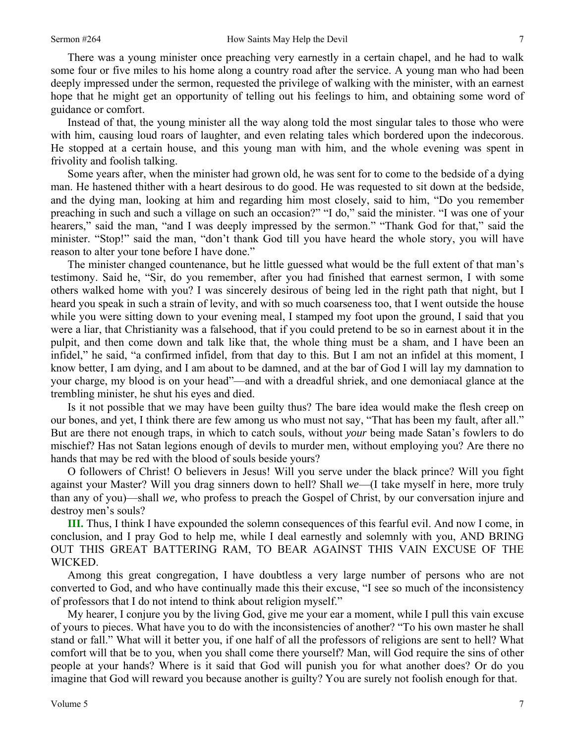There was a young minister once preaching very earnestly in a certain chapel, and he had to walk some four or five miles to his home along a country road after the service. A young man who had been deeply impressed under the sermon, requested the privilege of walking with the minister, with an earnest hope that he might get an opportunity of telling out his feelings to him, and obtaining some word of guidance or comfort.

Instead of that, the young minister all the way along told the most singular tales to those who were with him, causing loud roars of laughter, and even relating tales which bordered upon the indecorous. He stopped at a certain house, and this young man with him, and the whole evening was spent in frivolity and foolish talking.

Some years after, when the minister had grown old, he was sent for to come to the bedside of a dying man. He hastened thither with a heart desirous to do good. He was requested to sit down at the bedside, and the dying man, looking at him and regarding him most closely, said to him, "Do you remember preaching in such and such a village on such an occasion?" "I do," said the minister. "I was one of your hearers," said the man, "and I was deeply impressed by the sermon." "Thank God for that," said the minister. "Stop!" said the man, "don't thank God till you have heard the whole story, you will have reason to alter your tone before I have done."

The minister changed countenance, but he little guessed what would be the full extent of that man's testimony. Said he, "Sir, do you remember, after you had finished that earnest sermon, I with some others walked home with you? I was sincerely desirous of being led in the right path that night, but I heard you speak in such a strain of levity, and with so much coarseness too, that I went outside the house while you were sitting down to your evening meal, I stamped my foot upon the ground, I said that you were a liar, that Christianity was a falsehood, that if you could pretend to be so in earnest about it in the pulpit, and then come down and talk like that, the whole thing must be a sham, and I have been an infidel," he said, "a confirmed infidel, from that day to this. But I am not an infidel at this moment, I know better, I am dying, and I am about to be damned, and at the bar of God I will lay my damnation to your charge, my blood is on your head"—and with a dreadful shriek, and one demoniacal glance at the trembling minister, he shut his eyes and died.

Is it not possible that we may have been guilty thus? The bare idea would make the flesh creep on our bones, and yet, I think there are few among us who must not say, "That has been my fault, after all." But are there not enough traps, in which to catch souls, without *your* being made Satan's fowlers to do mischief? Has not Satan legions enough of devils to murder men, without employing you? Are there no hands that may be red with the blood of souls beside yours?

O followers of Christ! O believers in Jesus! Will you serve under the black prince? Will you fight against your Master? Will you drag sinners down to hell? Shall *we*—(I take myself in here, more truly than any of you)—shall *we,* who profess to preach the Gospel of Christ, by our conversation injure and destroy men's souls?

**III.** Thus, I think I have expounded the solemn consequences of this fearful evil. And now I come, in conclusion, and I pray God to help me, while I deal earnestly and solemnly with you, AND BRING OUT THIS GREAT BATTERING RAM, TO BEAR AGAINST THIS VAIN EXCUSE OF THE WICKED.

Among this great congregation, I have doubtless a very large number of persons who are not converted to God, and who have continually made this their excuse, "I see so much of the inconsistency of professors that I do not intend to think about religion myself."

My hearer, I conjure you by the living God, give me your ear a moment, while I pull this vain excuse of yours to pieces. What have you to do with the inconsistencies of another? "To his own master he shall stand or fall." What will it better you, if one half of all the professors of religions are sent to hell? What comfort will that be to you, when you shall come there yourself? Man, will God require the sins of other people at your hands? Where is it said that God will punish you for what another does? Or do you imagine that God will reward you because another is guilty? You are surely not foolish enough for that.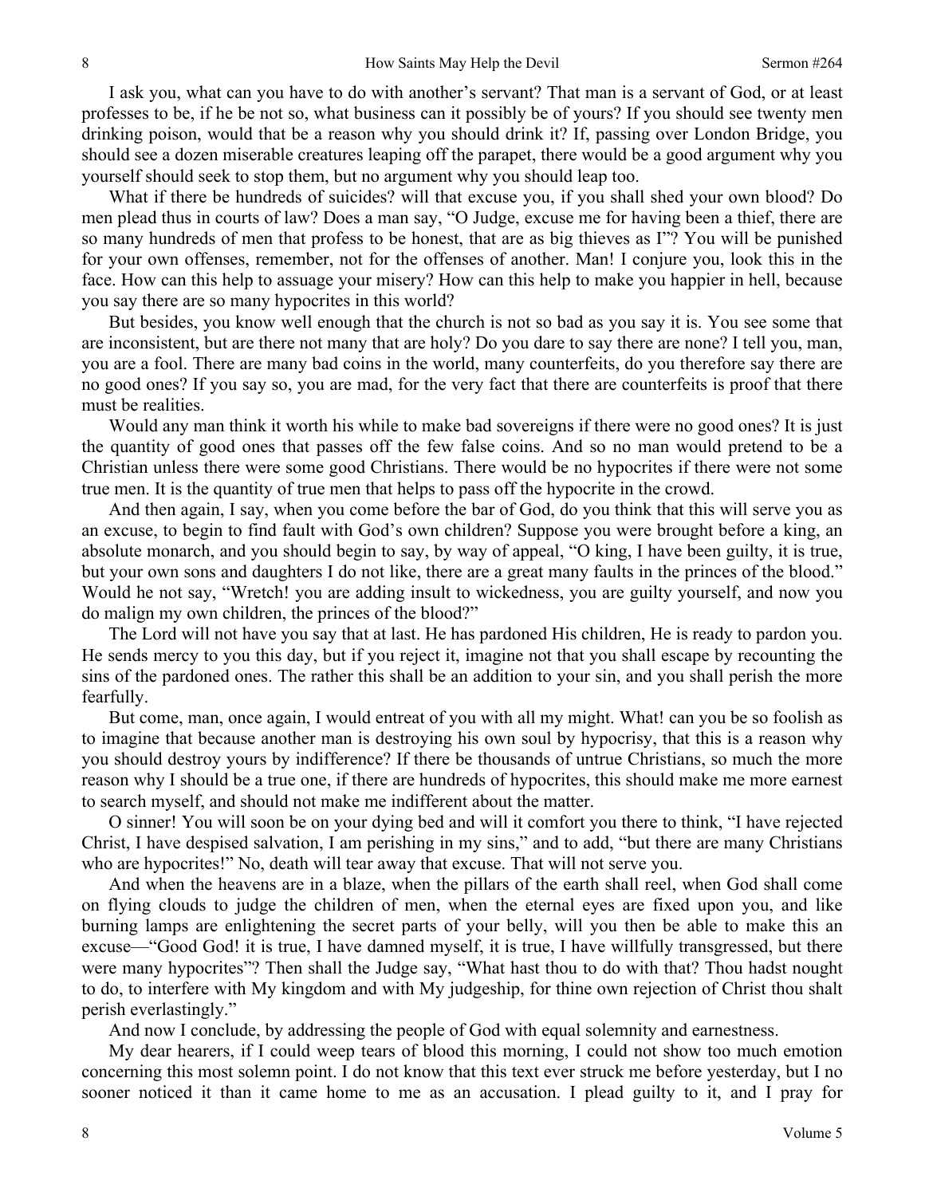I ask you, what can you have to do with another's servant? That man is a servant of God, or at least professes to be, if he be not so, what business can it possibly be of yours? If you should see twenty men drinking poison, would that be a reason why you should drink it? If, passing over London Bridge, you should see a dozen miserable creatures leaping off the parapet, there would be a good argument why you yourself should seek to stop them, but no argument why you should leap too.

What if there be hundreds of suicides? will that excuse you, if you shall shed your own blood? Do men plead thus in courts of law? Does a man say, "O Judge, excuse me for having been a thief, there are so many hundreds of men that profess to be honest, that are as big thieves as I"? You will be punished for your own offenses, remember, not for the offenses of another. Man! I conjure you, look this in the face. How can this help to assuage your misery? How can this help to make you happier in hell, because you say there are so many hypocrites in this world?

But besides, you know well enough that the church is not so bad as you say it is. You see some that are inconsistent, but are there not many that are holy? Do you dare to say there are none? I tell you, man, you are a fool. There are many bad coins in the world, many counterfeits, do you therefore say there are no good ones? If you say so, you are mad, for the very fact that there are counterfeits is proof that there must be realities.

Would any man think it worth his while to make bad sovereigns if there were no good ones? It is just the quantity of good ones that passes off the few false coins. And so no man would pretend to be a Christian unless there were some good Christians. There would be no hypocrites if there were not some true men. It is the quantity of true men that helps to pass off the hypocrite in the crowd.

And then again, I say, when you come before the bar of God, do you think that this will serve you as an excuse, to begin to find fault with God's own children? Suppose you were brought before a king, an absolute monarch, and you should begin to say, by way of appeal, "O king, I have been guilty, it is true, but your own sons and daughters I do not like, there are a great many faults in the princes of the blood." Would he not say, "Wretch! you are adding insult to wickedness, you are guilty yourself, and now you do malign my own children, the princes of the blood?"

The Lord will not have you say that at last. He has pardoned His children, He is ready to pardon you. He sends mercy to you this day, but if you reject it, imagine not that you shall escape by recounting the sins of the pardoned ones. The rather this shall be an addition to your sin, and you shall perish the more fearfully.

But come, man, once again, I would entreat of you with all my might. What! can you be so foolish as to imagine that because another man is destroying his own soul by hypocrisy, that this is a reason why you should destroy yours by indifference? If there be thousands of untrue Christians, so much the more reason why I should be a true one, if there are hundreds of hypocrites, this should make me more earnest to search myself, and should not make me indifferent about the matter.

O sinner! You will soon be on your dying bed and will it comfort you there to think, "I have rejected Christ, I have despised salvation, I am perishing in my sins," and to add, "but there are many Christians who are hypocrites!" No, death will tear away that excuse. That will not serve you.

And when the heavens are in a blaze, when the pillars of the earth shall reel, when God shall come on flying clouds to judge the children of men, when the eternal eyes are fixed upon you, and like burning lamps are enlightening the secret parts of your belly, will you then be able to make this an excuse—"Good God! it is true, I have damned myself, it is true, I have willfully transgressed, but there were many hypocrites"? Then shall the Judge say, "What hast thou to do with that? Thou hadst nought to do, to interfere with My kingdom and with My judgeship, for thine own rejection of Christ thou shalt perish everlastingly."

And now I conclude, by addressing the people of God with equal solemnity and earnestness.

My dear hearers, if I could weep tears of blood this morning, I could not show too much emotion concerning this most solemn point. I do not know that this text ever struck me before yesterday, but I no sooner noticed it than it came home to me as an accusation. I plead guilty to it, and I pray for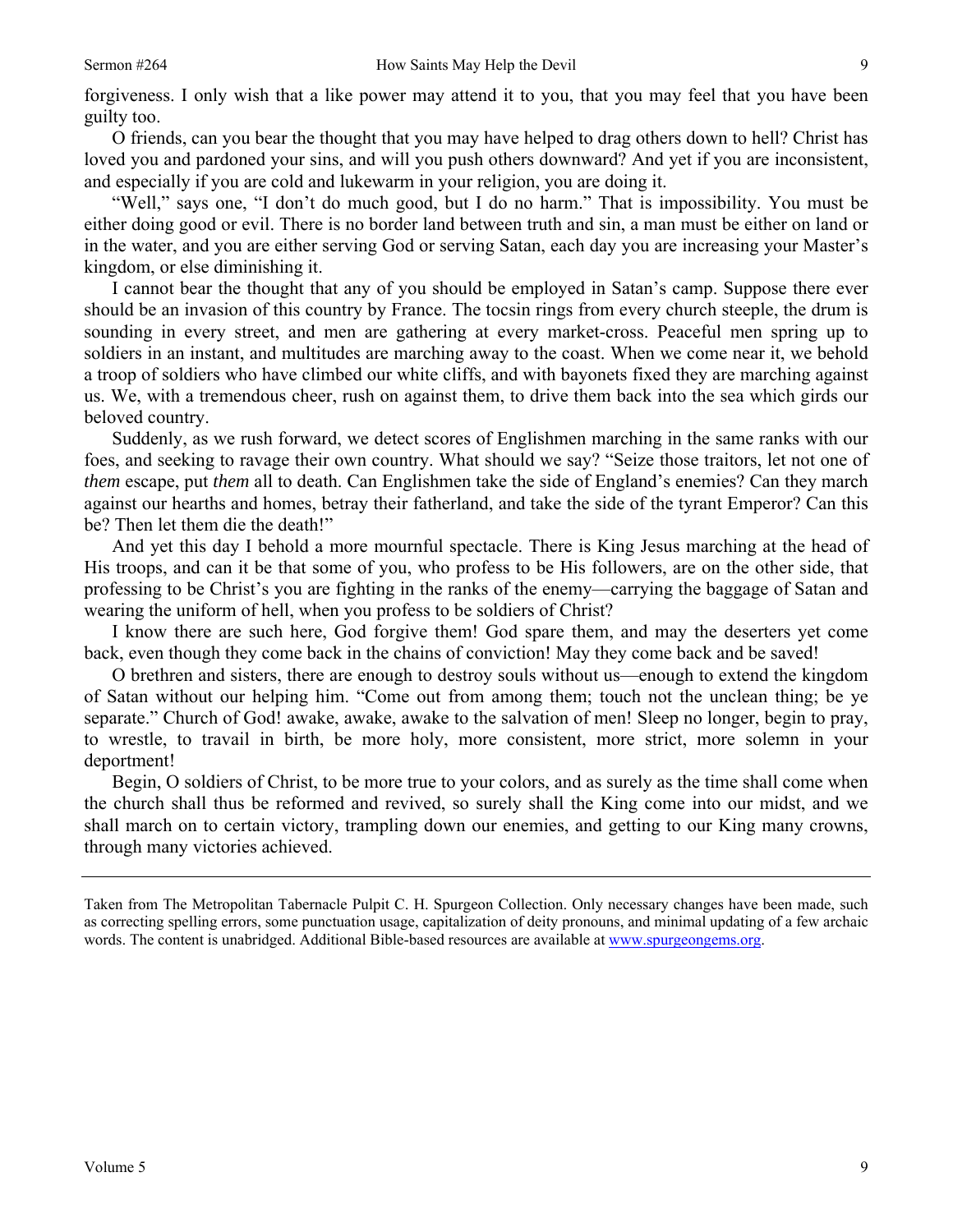forgiveness. I only wish that a like power may attend it to you, that you may feel that you have been guilty too.

O friends, can you bear the thought that you may have helped to drag others down to hell? Christ has loved you and pardoned your sins, and will you push others downward? And yet if you are inconsistent, and especially if you are cold and lukewarm in your religion, you are doing it.

"Well," says one, "I don't do much good, but I do no harm." That is impossibility. You must be either doing good or evil. There is no border land between truth and sin, a man must be either on land or in the water, and you are either serving God or serving Satan, each day you are increasing your Master's kingdom, or else diminishing it.

I cannot bear the thought that any of you should be employed in Satan's camp. Suppose there ever should be an invasion of this country by France. The tocsin rings from every church steeple, the drum is sounding in every street, and men are gathering at every market-cross. Peaceful men spring up to soldiers in an instant, and multitudes are marching away to the coast. When we come near it, we behold a troop of soldiers who have climbed our white cliffs, and with bayonets fixed they are marching against us. We, with a tremendous cheer, rush on against them, to drive them back into the sea which girds our beloved country.

Suddenly, as we rush forward, we detect scores of Englishmen marching in the same ranks with our foes, and seeking to ravage their own country. What should we say? "Seize those traitors, let not one of *them* escape, put *them* all to death. Can Englishmen take the side of England's enemies? Can they march against our hearths and homes, betray their fatherland, and take the side of the tyrant Emperor? Can this be? Then let them die the death!"

And yet this day I behold a more mournful spectacle. There is King Jesus marching at the head of His troops, and can it be that some of you, who profess to be His followers, are on the other side, that professing to be Christ's you are fighting in the ranks of the enemy—carrying the baggage of Satan and wearing the uniform of hell, when you profess to be soldiers of Christ?

I know there are such here, God forgive them! God spare them, and may the deserters yet come back, even though they come back in the chains of conviction! May they come back and be saved!

O brethren and sisters, there are enough to destroy souls without us—enough to extend the kingdom of Satan without our helping him. "Come out from among them; touch not the unclean thing; be ye separate." Church of God! awake, awake, awake to the salvation of men! Sleep no longer, begin to pray, to wrestle, to travail in birth, be more holy, more consistent, more strict, more solemn in your deportment!

Begin, O soldiers of Christ, to be more true to your colors, and as surely as the time shall come when the church shall thus be reformed and revived, so surely shall the King come into our midst, and we shall march on to certain victory, trampling down our enemies, and getting to our King many crowns, through many victories achieved.

---

Taken from The Metropolitan Tabernacle Pulpit C. H. Spurgeon Collection. Only necessary changes have been made, such as correcting spelling errors, some punctuation usage, capitalization of deity pronouns, and minimal updating of a few archaic words. The content is unabridged. Additional Bible-based resources are available at www.spurgeongems.org.